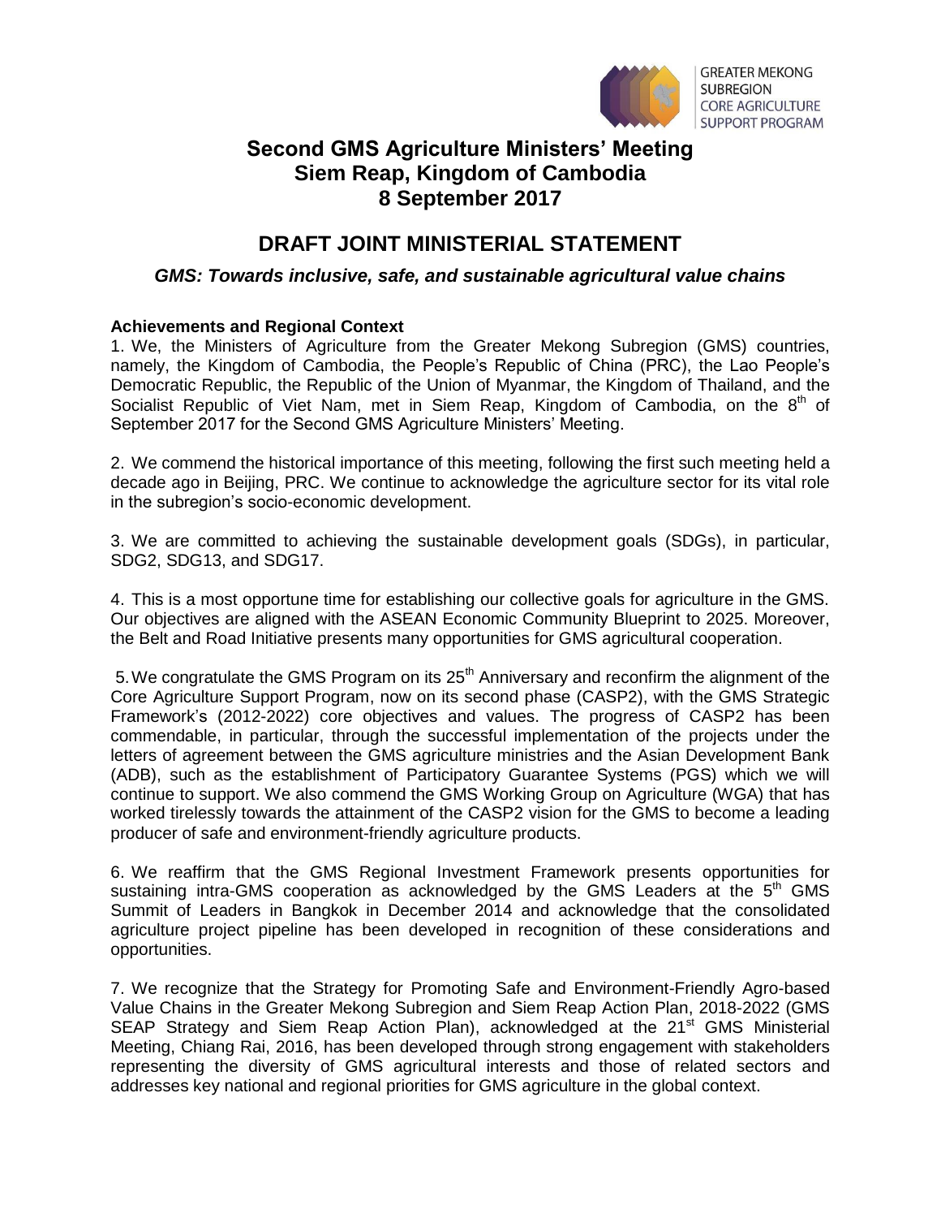GREATER MEKONG SUBREGION CORE AGRICULTURE SUPPORT PROGRAM

# Second GMS Agriculture Ministers' Meeting
# Siem Reap, Kingdom of Cambodia
# 8 September 2017

## DRAFT JOINT MINISTERIAL STATEMENT

### *GMS: Towards inclusive, safe, and sustainable agricultural value chains*

**Achievements and Regional Context**

1. We, the Ministers of Agriculture from the Greater Mekong Subregion (GMS) countries, namely, the Kingdom of Cambodia, the People's Republic of China (PRC), the Lao People's Democratic Republic, the Republic of the Union of Myanmar, the Kingdom of Thailand, and the Socialist Republic of Viet Nam, met in Siem Reap, Kingdom of Cambodia, on the 8th of September 2017 for the Second GMS Agriculture Ministers' Meeting.

2. We commend the historical importance of this meeting, following the first such meeting held a decade ago in Beijing, PRC. We continue to acknowledge the agriculture sector for its vital role in the subregion's socio-economic development.

3. We are committed to achieving the sustainable development goals (SDGs), in particular, SDG2, SDG13, and SDG17.

4. This is a most opportune time for establishing our collective goals for agriculture in the GMS. Our objectives are aligned with the ASEAN Economic Community Blueprint to 2025. Moreover, the Belt and Road Initiative presents many opportunities for GMS agricultural cooperation.

5. We congratulate the GMS Program on its 25th Anniversary and reconfirm the alignment of the Core Agriculture Support Program, now on its second phase (CASP2), with the GMS Strategic Framework's (2012-2022) core objectives and values. The progress of CASP2 has been commendable, in particular, through the successful implementation of the projects under the letters of agreement between the GMS agriculture ministries and the Asian Development Bank (ADB), such as the establishment of Participatory Guarantee Systems (PGS) which we will continue to support. We also commend the GMS Working Group on Agriculture (WGA) that has worked tirelessly towards the attainment of the CASP2 vision for the GMS to become a leading producer of safe and environment-friendly agriculture products.

6. We reaffirm that the GMS Regional Investment Framework presents opportunities for sustaining intra-GMS cooperation as acknowledged by the GMS Leaders at the 5th GMS Summit of Leaders in Bangkok in December 2014 and acknowledge that the consolidated agriculture project pipeline has been developed in recognition of these considerations and opportunities.

7. We recognize that the Strategy for Promoting Safe and Environment-Friendly Agro-based Value Chains in the Greater Mekong Subregion and Siem Reap Action Plan, 2018-2022 (GMS SEAP Strategy and Siem Reap Action Plan), acknowledged at the 21st GMS Ministerial Meeting, Chiang Rai, 2016, has been developed through strong engagement with stakeholders representing the diversity of GMS agricultural interests and those of related sectors and addresses key national and regional priorities for GMS agriculture in the global context.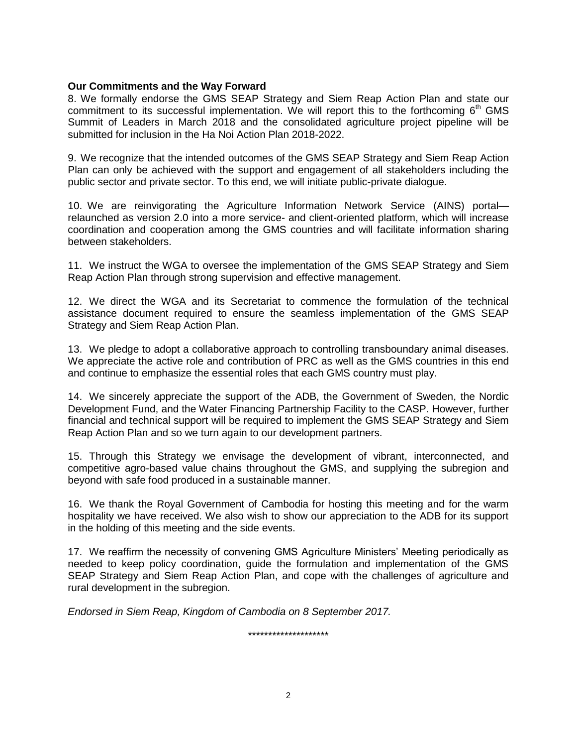**Our Commitments and the Way Forward**

8. We formally endorse the GMS SEAP Strategy and Siem Reap Action Plan and state our commitment to its successful implementation. We will report this to the forthcoming 6th GMS Summit of Leaders in March 2018 and the consolidated agriculture project pipeline will be submitted for inclusion in the Ha Noi Action Plan 2018-2022.

9. We recognize that the intended outcomes of the GMS SEAP Strategy and Siem Reap Action Plan can only be achieved with the support and engagement of all stakeholders including the public sector and private sector. To this end, we will initiate public-private dialogue.

10. We are reinvigorating the Agriculture Information Network Service (AINS) portal—relaunched as version 2.0 into a more service- and client-oriented platform, which will increase coordination and cooperation among the GMS countries and will facilitate information sharing between stakeholders.

11. We instruct the WGA to oversee the implementation of the GMS SEAP Strategy and Siem Reap Action Plan through strong supervision and effective management.

12. We direct the WGA and its Secretariat to commence the formulation of the technical assistance document required to ensure the seamless implementation of the GMS SEAP Strategy and Siem Reap Action Plan.

13. We pledge to adopt a collaborative approach to controlling transboundary animal diseases. We appreciate the active role and contribution of PRC as well as the GMS countries in this end and continue to emphasize the essential roles that each GMS country must play.

14. We sincerely appreciate the support of the ADB, the Government of Sweden, the Nordic Development Fund, and the Water Financing Partnership Facility to the CASP. However, further financial and technical support will be required to implement the GMS SEAP Strategy and Siem Reap Action Plan and so we turn again to our development partners.

15. Through this Strategy we envisage the development of vibrant, interconnected, and competitive agro-based value chains throughout the GMS, and supplying the subregion and beyond with safe food produced in a sustainable manner.

16. We thank the Royal Government of Cambodia for hosting this meeting and for the warm hospitality we have received. We also wish to show our appreciation to the ADB for its support in the holding of this meeting and the side events.

17. We reaffirm the necessity of convening GMS Agriculture Ministers' Meeting periodically as needed to keep policy coordination, guide the formulation and implementation of the GMS SEAP Strategy and Siem Reap Action Plan, and cope with the challenges of agriculture and rural development in the subregion.

*Endorsed in Siem Reap, Kingdom of Cambodia on 8 September 2017.*

********************